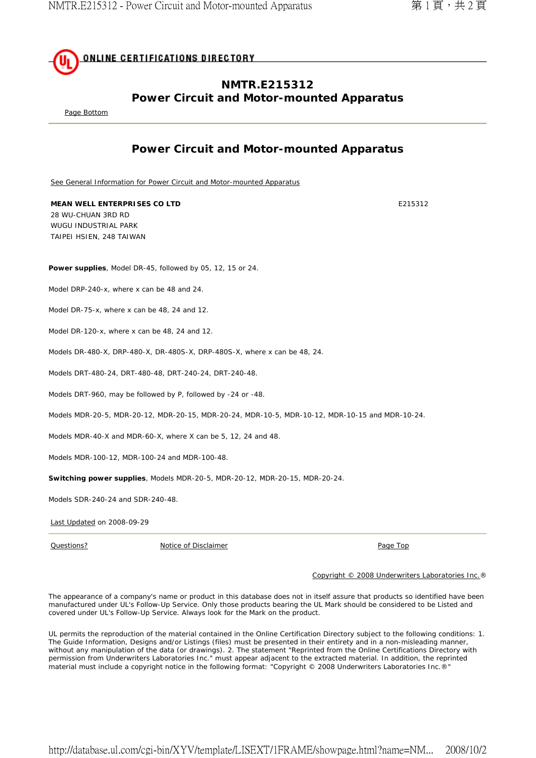ONLINE CERTIFICATIONS DIRECTORY

# NMTR.E215312
# Power Circuit and Motor-mounted Apparatus

Page Bottom

## Power Circuit and Motor-mounted Apparatus

See General Information for Power Circuit and Motor-mounted Apparatus

**MEAN WELL ENTERPRISES CO LTD** E215312
28 WU-CHUAN 3RD RD
WUGU INDUSTRIAL PARK
TAIPEI HSIEN, 248 TAIWAN

**Power supplies**, Model DR-45, followed by 05, 12, 15 or 24.

Model DRP-240-x, where x can be 48 and 24.

Model DR-75-x, where x can be 48, 24 and 12.

Model DR-120-x, where x can be 48, 24 and 12.

Models DR-480-X, DRP-480-X, DR-480S-X, DRP-480S-X, where x can be 48, 24.

Models DRT-480-24, DRT-480-48, DRT-240-24, DRT-240-48.

Models DRT-960, may be followed by P, followed by -24 or -48.

Models MDR-20-5, MDR-20-12, MDR-20-15, MDR-20-24, MDR-10-5, MDR-10-12, MDR-10-15 and MDR-10-24.

Models MDR-40-X and MDR-60-X, where X can be 5, 12, 24 and 48.

Models MDR-100-12, MDR-100-24 and MDR-100-48.

**Switching power supplies**, Models MDR-20-5, MDR-20-12, MDR-20-15, MDR-20-24.

Models SDR-240-24 and SDR-240-48.

Last Updated on 2008-09-29

Questions? Notice of Disclaimer Page Top

Copyright © 2008 Underwriters Laboratories Inc.®

The appearance of a company's name or product in this database does not in itself assure that products so identified have been manufactured under UL's Follow-Up Service. Only those products bearing the UL Mark should be considered to be Listed and covered under UL's Follow-Up Service. Always look for the Mark on the product.

UL permits the reproduction of the material contained in the Online Certification Directory subject to the following conditions: 1. The Guide Information, Designs and/or Listings (files) must be presented in their entirety and in a non-misleading manner, without any manipulation of the data (or drawings). 2. The statement "Reprinted from the Online Certifications Directory with permission from Underwriters Laboratories Inc." must appear adjacent to the extracted material. In addition, the reprinted material must include a copyright notice in the following format: "Copyright © 2008 Underwriters Laboratories Inc.®"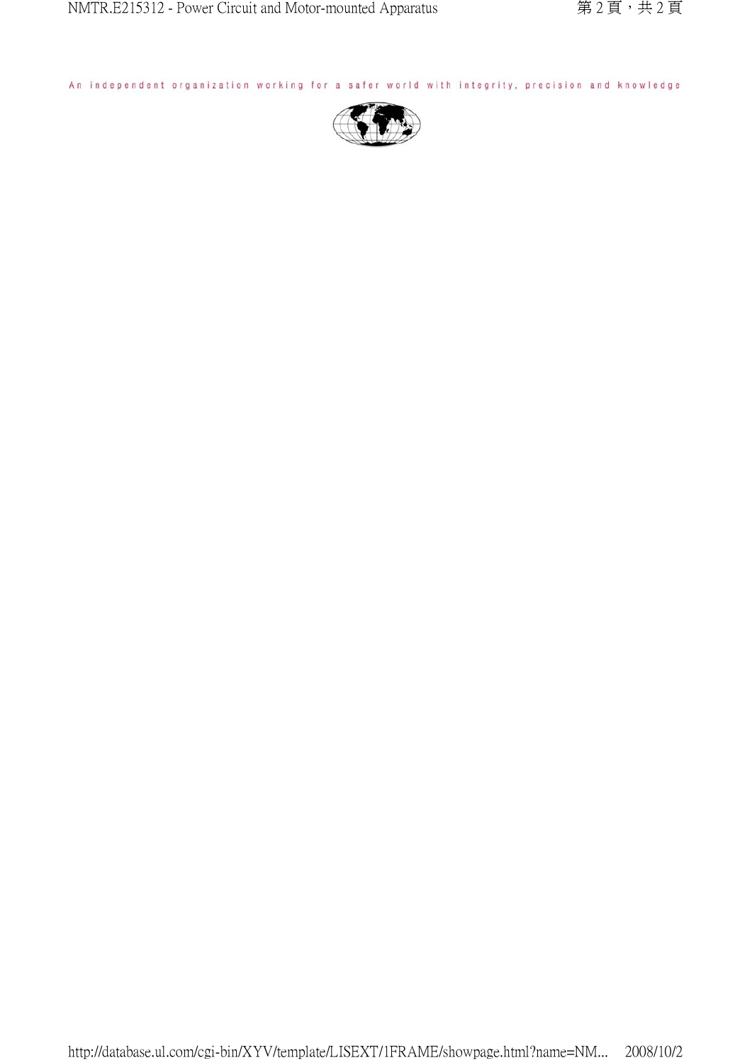An independent organization working for a safer world with integrity, precision and knowledge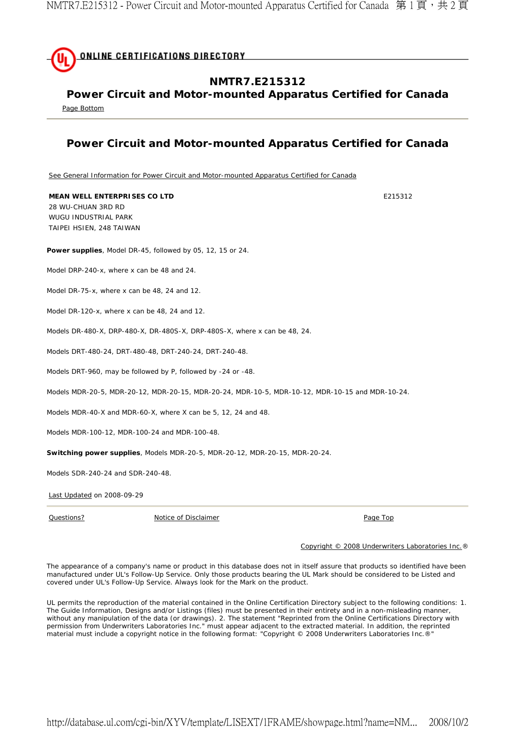ONLINE CERTIFICATIONS DIRECTORY

## NMTR7.E215312
## Power Circuit and Motor-mounted Apparatus Certified for Canada

Page Bottom

---

## Power Circuit and Motor-mounted Apparatus Certified for Canada

See General Information for Power Circuit and Motor-mounted Apparatus Certified for Canada

**MEAN WELL ENTERPRISES CO LTD** E215312
28 WU-CHUAN 3RD RD
WUGU INDUSTRIAL PARK
TAIPEI HSIEN, 248 TAIWAN

**Power supplies**, Model DR-45, followed by 05, 12, 15 or 24.

Model DRP-240-x, where x can be 48 and 24.

Model DR-75-x, where x can be 48, 24 and 12.

Model DR-120-x, where x can be 48, 24 and 12.

Models DR-480-X, DRP-480-X, DR-480S-X, DRP-480S-X, where x can be 48, 24.

Models DRT-480-24, DRT-480-48, DRT-240-24, DRT-240-48.

Models DRT-960, may be followed by P, followed by -24 or -48.

Models MDR-20-5, MDR-20-12, MDR-20-15, MDR-20-24, MDR-10-5, MDR-10-12, MDR-10-15 and MDR-10-24.

Models MDR-40-X and MDR-60-X, where X can be 5, 12, 24 and 48.

Models MDR-100-12, MDR-100-24 and MDR-100-48.

**Switching power supplies**, Models MDR-20-5, MDR-20-12, MDR-20-15, MDR-20-24.

Models SDR-240-24 and SDR-240-48.

Last Updated on 2008-09-29

---

Questions? Notice of Disclaimer Page Top

Copyright © 2008 Underwriters Laboratories Inc.®

The appearance of a company's name or product in this database does not in itself assure that products so identified have been manufactured under UL's Follow-Up Service. Only those products bearing the UL Mark should be considered to be Listed and covered under UL's Follow-Up Service. Always look for the Mark on the product.

UL permits the reproduction of the material contained in the Online Certification Directory subject to the following conditions: 1. The Guide Information, Designs and/or Listings (files) must be presented in their entirety and in a non-misleading manner, without any manipulation of the data (or drawings). 2. The statement "Reprinted from the Online Certifications Directory with permission from Underwriters Laboratories Inc." must appear adjacent to the extracted material. In addition, the reprinted material must include a copyright notice in the following format: "Copyright © 2008 Underwriters Laboratories Inc.®"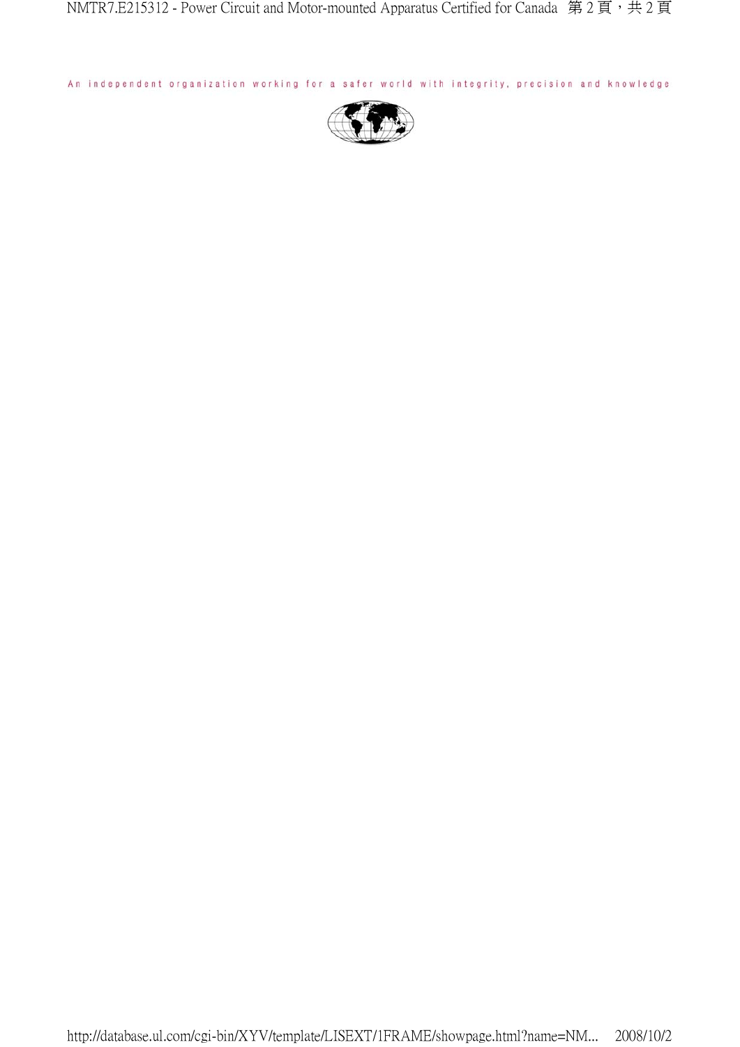An independent organization working for a safer world with integrity, precision and knowledge